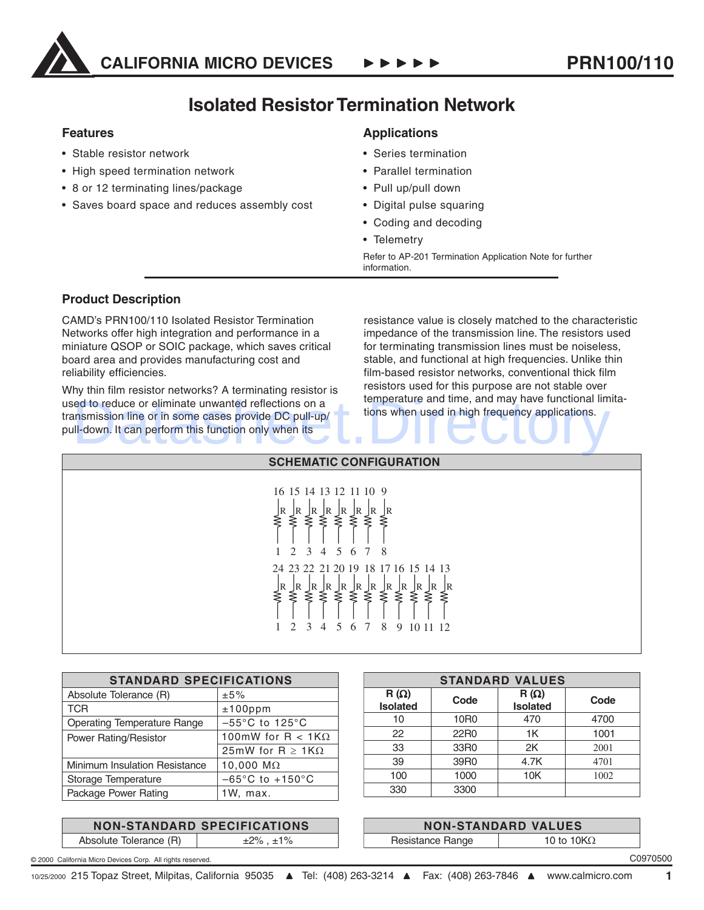# Isolated Resistor Termination Network

## Features

- Stable resistor network
- High speed termination network
- 8 or 12 terminating lines/package
- Saves board space and reduces assembly cost

## Applications

- Series termination
- Parallel termination
- Pull up/pull down
- Digital pulse squaring
- Coding and decoding
- Telemetry

Refer to AP-201 Termination Application Note for further information.

## Product Description

CAMD's PRN100/110 Isolated Resistor Termination Networks offer high integration and performance in a miniature QSOP or SOIC package, which saves critical board area and provides manufacturing cost and reliability efficiencies.

Why thin film resistor networks? A terminating resistor is used to reduce or eliminate unwanted reflections on a transmission line or in some cases provide DC pull-up/ pull-down. It can perform this function only when its resistance value is closely matched to the characteristic impedance of the transmission line. The resistors used for terminating transmission lines must be noiseless, stable, and functional at high frequencies. Unlike thin film-based resistor networks, conventional thick film resistors used for this purpose are not stable over temperature and time, and may have functional limitations when used in high frequency applications.

## SCHEMATIC CONFIGURATION

16 15 14 13 12 11 10 9

R R R R R R R R

1 2 3 4 5 6 7 8

24 23 22 21 20 19 18 17 16 15 14 13

R R R R R R R R R R R R

1 2 3 4 5 6 7 8 9 10 11 12

| STANDARD SPECIFICATIONS | |
|---|---|
| Absolute Tolerance (R) | ±5% |
| TCR | ±100ppm |
| Operating Temperature Range | −55°C to 125°C |
| Power Rating/Resistor | 100mW for R < 1KΩ |
| | 25mW for R ≥ 1KΩ |
| Minimum Insulation Resistance | 10,000 MΩ |
| Storage Temperature | −65°C to +150°C |
| Package Power Rating | 1W, max. |

| STANDARD VALUES | | | |
|---|---|---|---|
| R (Ω) Isolated | Code | R (Ω) Isolated | Code |
| 10 | 10R0 | 470 | 4700 |
| 22 | 22R0 | 1K | 1001 |
| 33 | 33R0 | 2K | 2001 |
| 39 | 39R0 | 4.7K | 4701 |
| 100 | 1000 | 10K | 1002 |
| 330 | 3300 | | |

| NON-STANDARD SPECIFICATIONS | |
|---|---|
| Absolute Tolerance (R) | ±2% , ±1% |

| NON-STANDARD VALUES | |
|---|---|
| Resistance Range | 10 to 10KΩ |

© 2000 California Micro Devices Corp. All rights reserved.

C0970500

10/25/2000 215 Topaz Street, Milpitas, California 95035 ▲ Tel: (408) 263-3214 ▲ Fax: (408) 263-7846 ▲ www.calmicro.com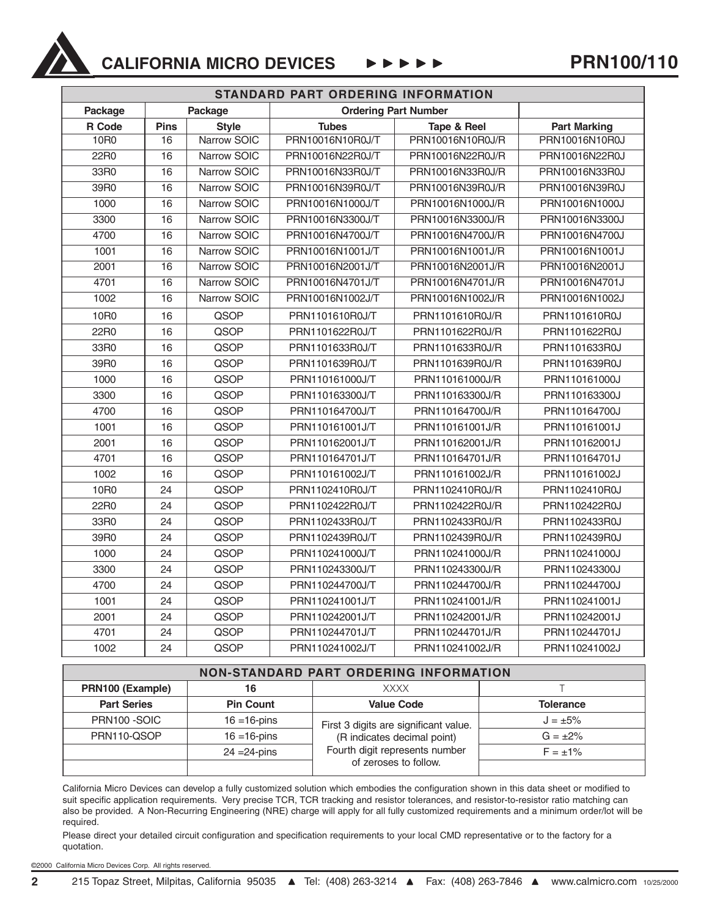## STANDARD PART ORDERING INFORMATION

| Package | Package | | Ordering Part Number | | |
|---|---|---|---|---|---|
| R Code | Pins | Style | Tubes | Tape & Reel | Part Marking |
| 10R0 | 16 | Narrow SOIC | PRN10016N10R0J/T | PRN10016N10R0J/R | PRN10016N10R0J |
| 22R0 | 16 | Narrow SOIC | PRN10016N22R0J/T | PRN10016N22R0J/R | PRN10016N22R0J |
| 33R0 | 16 | Narrow SOIC | PRN10016N33R0J/T | PRN10016N33R0J/R | PRN10016N33R0J |
| 39R0 | 16 | Narrow SOIC | PRN10016N39R0J/T | PRN10016N39R0J/R | PRN10016N39R0J |
| 1000 | 16 | Narrow SOIC | PRN10016N1000J/T | PRN10016N1000J/R | PRN10016N1000J |
| 3300 | 16 | Narrow SOIC | PRN10016N3300J/T | PRN10016N3300J/R | PRN10016N3300J |
| 4700 | 16 | Narrow SOIC | PRN10016N4700J/T | PRN10016N4700J/R | PRN10016N4700J |
| 1001 | 16 | Narrow SOIC | PRN10016N1001J/T | PRN10016N1001J/R | PRN10016N1001J |
| 2001 | 16 | Narrow SOIC | PRN10016N2001J/T | PRN10016N2001J/R | PRN10016N2001J |
| 4701 | 16 | Narrow SOIC | PRN10016N4701J/T | PRN10016N4701J/R | PRN10016N4701J |
| 1002 | 16 | Narrow SOIC | PRN10016N1002J/T | PRN10016N1002J/R | PRN10016N1002J |
| 10R0 | 16 | QSOP | PRN1101610R0J/T | PRN1101610R0J/R | PRN1101610R0J |
| 22R0 | 16 | QSOP | PRN1101622R0J/T | PRN1101622R0J/R | PRN1101622R0J |
| 33R0 | 16 | QSOP | PRN1101633R0J/T | PRN1101633R0J/R | PRN1101633R0J |
| 39R0 | 16 | QSOP | PRN1101639R0J/T | PRN1101639R0J/R | PRN1101639R0J |
| 1000 | 16 | QSOP | PRN110161000J/T | PRN110161000J/R | PRN110161000J |
| 3300 | 16 | QSOP | PRN110163300J/T | PRN110163300J/R | PRN110163300J |
| 4700 | 16 | QSOP | PRN110164700J/T | PRN110164700J/R | PRN110164700J |
| 1001 | 16 | QSOP | PRN110161001J/T | PRN110161001J/R | PRN110161001J |
| 2001 | 16 | QSOP | PRN110162001J/T | PRN110162001J/R | PRN110162001J |
| 4701 | 16 | QSOP | PRN110164701J/T | PRN110164701J/R | PRN110164701J |
| 1002 | 16 | QSOP | PRN110161002J/T | PRN110161002J/R | PRN110161002J |
| 10R0 | 24 | QSOP | PRN1102410R0J/T | PRN1102410R0J/R | PRN1102410R0J |
| 22R0 | 24 | QSOP | PRN1102422R0J/T | PRN1102422R0J/R | PRN1102422R0J |
| 33R0 | 24 | QSOP | PRN1102433R0J/T | PRN1102433R0J/R | PRN1102433R0J |
| 39R0 | 24 | QSOP | PRN1102439R0J/T | PRN1102439R0J/R | PRN1102439R0J |
| 1000 | 24 | QSOP | PRN110241000J/T | PRN110241000J/R | PRN110241000J |
| 3300 | 24 | QSOP | PRN110243300J/T | PRN110243300J/R | PRN110243300J |
| 4700 | 24 | QSOP | PRN110244700J/T | PRN110244700J/R | PRN110244700J |
| 1001 | 24 | QSOP | PRN110241001J/T | PRN110241001J/R | PRN110241001J |
| 2001 | 24 | QSOP | PRN110242001J/T | PRN110242001J/R | PRN110242001J |
| 4701 | 24 | QSOP | PRN110244701J/T | PRN110244701J/R | PRN110244701J |
| 1002 | 24 | QSOP | PRN110241002J/T | PRN110241002J/R | PRN110241002J |

## NON-STANDARD PART ORDERING INFORMATION

| PRN100 (Example) | 16 | XXXX | T |
|---|---|---|---|
| Part Series | Pin Count | Value Code | Tolerance |
| PRN100 -SOIC | 16 =16-pins | First 3 digits are significant value. (R indicates decimal point) Fourth digit represents number of zeroses to follow. | J = ±5% |
| PRN110-QSOP | 16 =16-pins | | G = ±2% |
| | 24 =24-pins | | F = ±1% |
| | | | |

California Micro Devices can develop a fully customized solution which embodies the configuration shown in this data sheet or modified to suit specific application requirements. Very precise TCR, TCR tracking and resistor tolerances, and resistor-to-resistor ratio matching can also be provided. A Non-Recurring Engineering (NRE) charge will apply for all fully customized requirements and a minimum order/lot will be required.

Please direct your detailed circuit configuration and specification requirements to your local CMD representative or to the factory for a quotation.

©2000 California Micro Devices Corp. All rights reserved.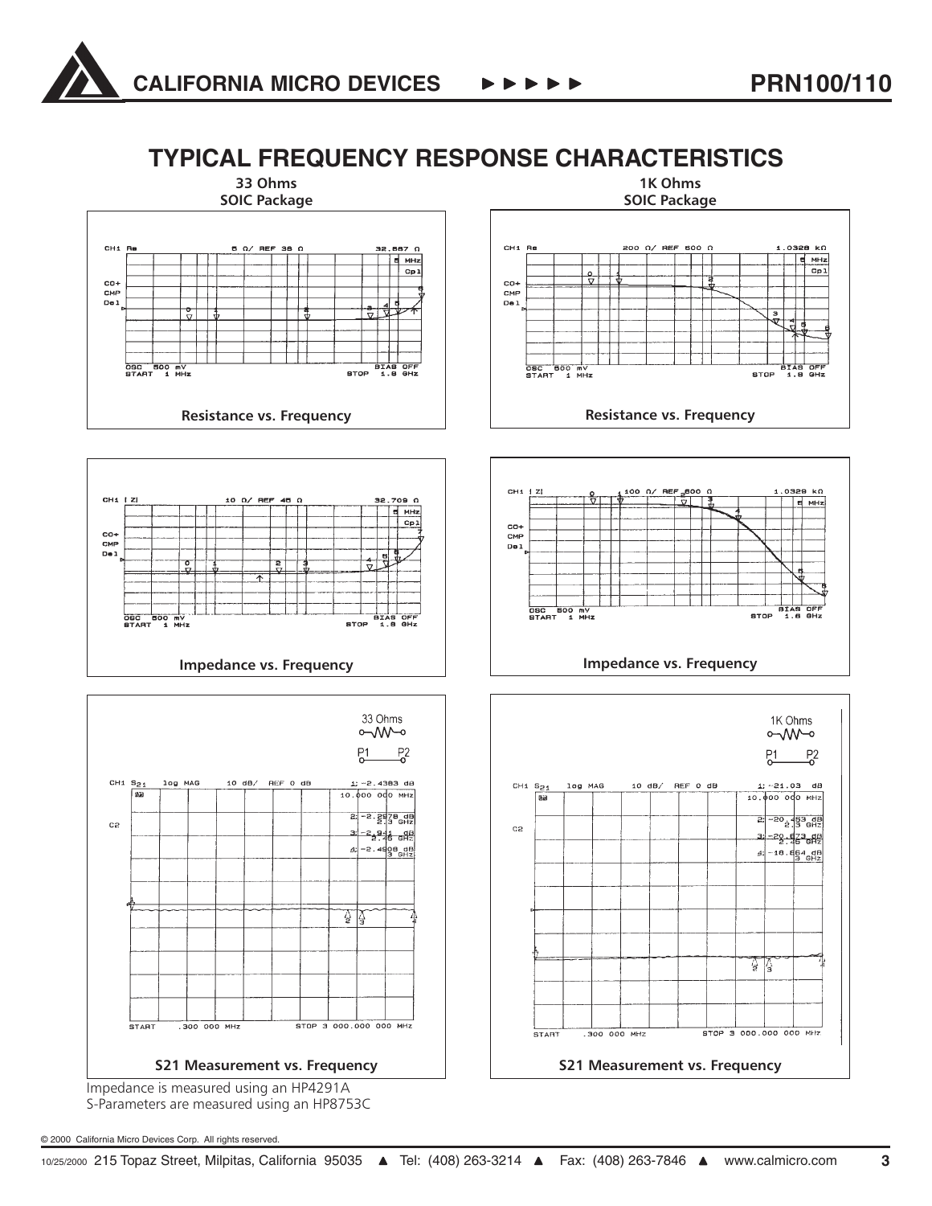# TYPICAL FREQUENCY RESPONSE CHARACTERISTICS

**33 Ohms**
**SOIC Package**

**Resistance vs. Frequency**

**Impedance vs. Frequency**

**S21 Measurement vs. Frequency**

**1K Ohms**
**SOIC Package**

**Resistance vs. Frequency**

**Impedance vs. Frequency**

**S21 Measurement vs. Frequency**

Impedance is measured using an HP4291A
S-Parameters are measured using an HP8753C

© 2000 California Micro Devices Corp. All rights reserved.

10/25/2000 215 Topaz Street, Milpitas, California 95035 ▲ Tel: (408) 263-3214 ▲ Fax: (408) 263-7846 ▲ www.calmicro.com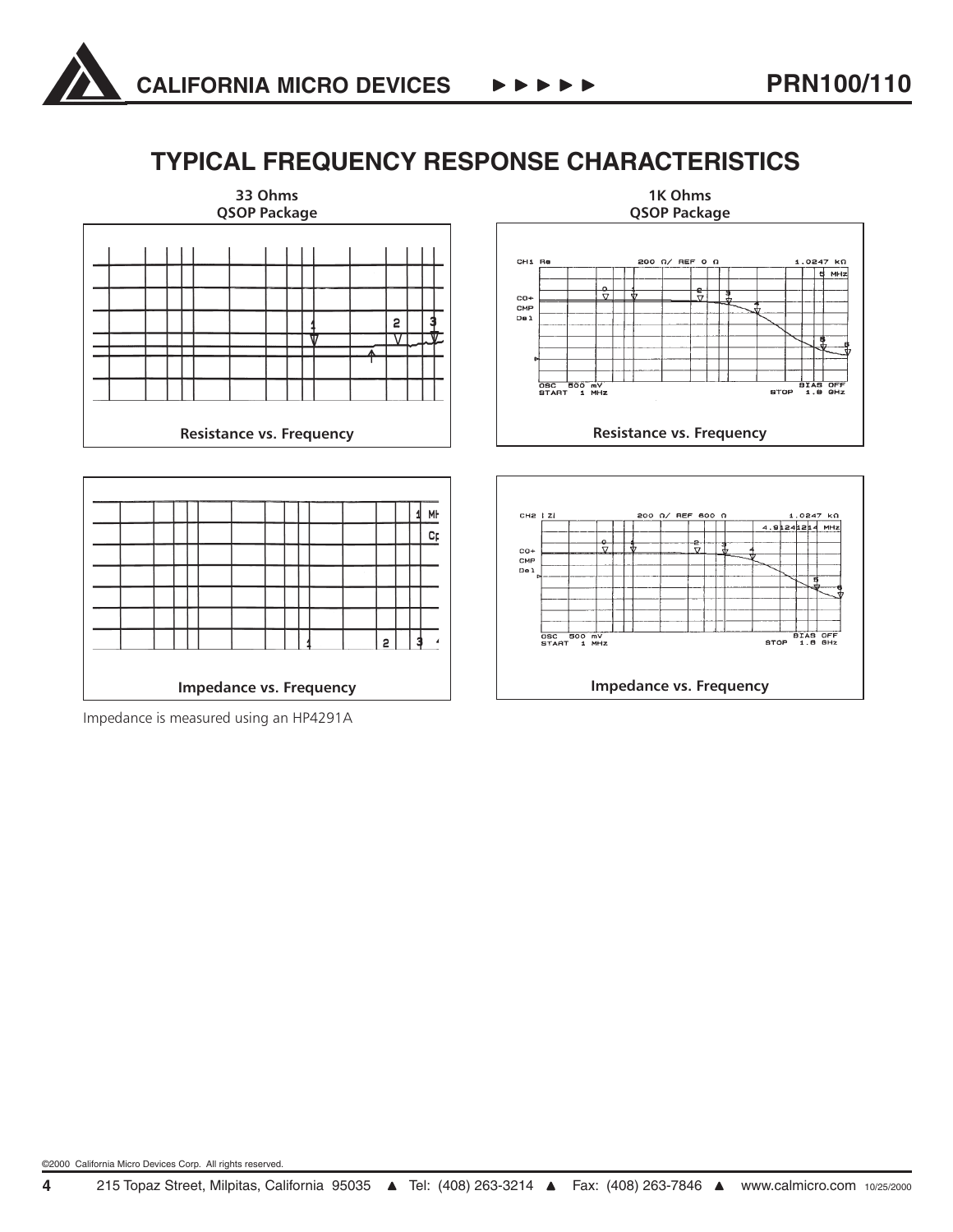# TYPICAL FREQUENCY RESPONSE CHARACTERISTICS

**33 Ohms**
**QSOP Package**

1
2
3

Resistance vs. Frequency

**1K Ohms**
**QSOP Package**

CH1 Rs 200 Ω/ REF 0 Ω 1.0247 kΩ
5 MHz
0 1 2 3 4 5 6
COR
CMP
Del
OSC 500 mV
START 1 MHz
BIAS OFF
STOP 1.8 GHz

Resistance vs. Frequency

1 MH
Cp
1 2 3 4

Impedance vs. Frequency

CH2 |Z| 200 Ω/ REF 600 Ω 1.0247 kΩ
4.91241214 MHz
0 1 2 3 4 5 6
COR
CMP
Del
OSC 500 mV
START 1 MHz
BIAS OFF
STOP 1.8 GHz

Impedance vs. Frequency

Impedance is measured using an HP4291A